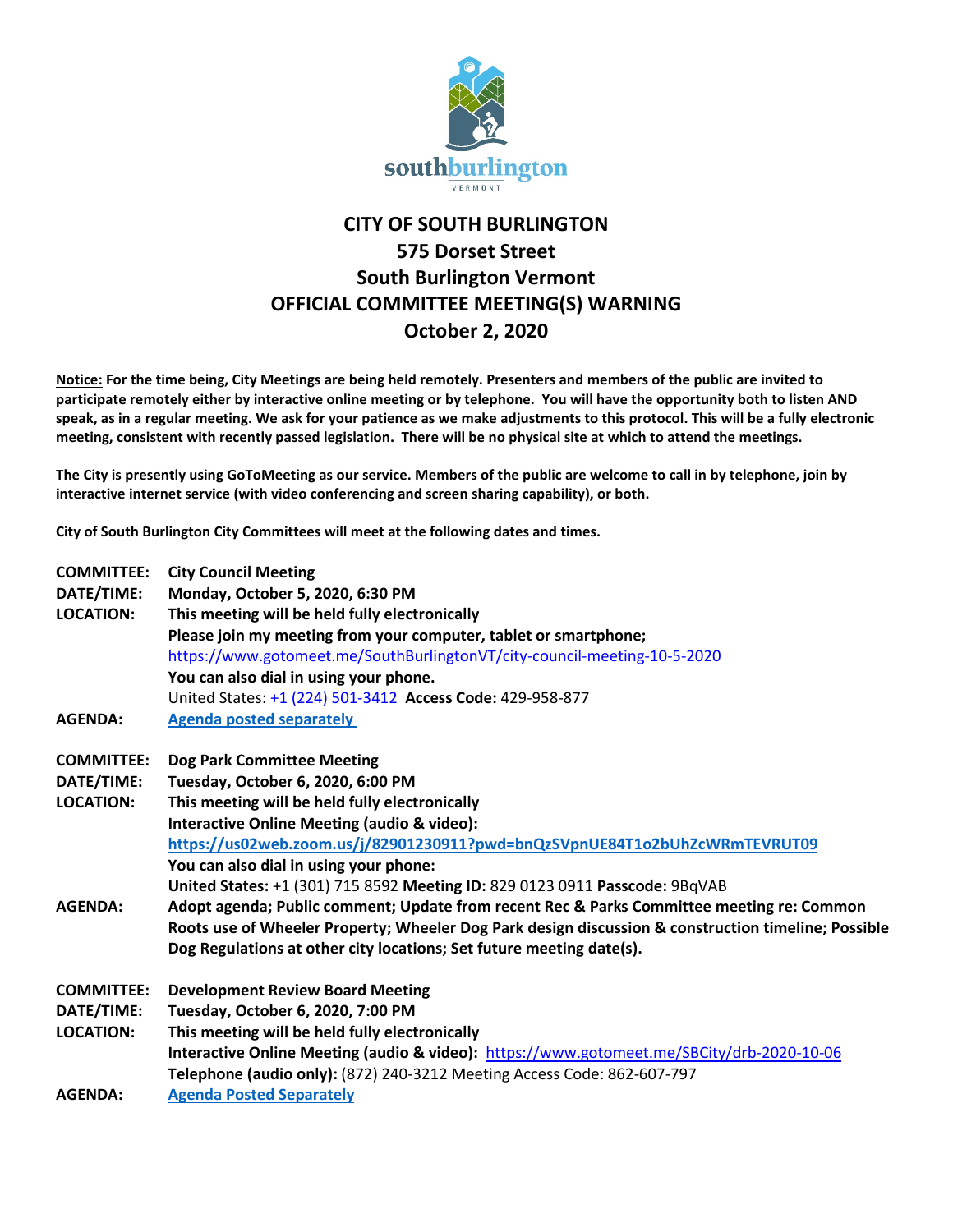# CITY OF SOUTH BURLINGTON
## 575 Dorset Street
## South Burlington Vermont
## OFFICIAL COMMITTEE MEETING(S) WARNING
## October 2, 2020

**Notice: For the time being, City Meetings are being held remotely. Presenters and members of the public are invited to participate remotely either by interactive online meeting or by telephone. You will have the opportunity both to listen AND speak, as in a regular meeting. We ask for your patience as we make adjustments to this protocol. This will be a fully electronic meeting, consistent with recently passed legislation. There will be no physical site at which to attend the meetings.**

**The City is presently using GoToMeeting as our service. Members of the public are welcome to call in by telephone, join by interactive internet service (with video conferencing and screen sharing capability), or both.**

**City of South Burlington City Committees will meet at the following dates and times.**

**COMMITTEE:** **City Council Meeting**
**DATE/TIME:** **Monday, October 5, 2020, 6:30 PM**
**LOCATION:** **This meeting will be held fully electronically**
**Please join my meeting from your computer, tablet or smartphone;**
https://www.gotomeet.me/SouthBurlingtonVT/city-council-meeting-10-5-2020
**You can also dial in using your phone.**
United States: +1 (224) 501-3412 **Access Code:** 429-958-877
**AGENDA:** **Agenda posted separately**

**COMMITTEE:** **Dog Park Committee Meeting**
**DATE/TIME:** **Tuesday, October 6, 2020, 6:00 PM**
**LOCATION:** **This meeting will be held fully electronically**
**Interactive Online Meeting (audio & video):**
**https://us02web.zoom.us/j/82901230911?pwd=bnQzSVpnUE84T1o2bUhZcWRmTEVRUT09**
**You can also dial in using your phone:**
**United States:** +1 (301) 715 8592 **Meeting ID:** 829 0123 0911 **Passcode:** 9BqVAB
**AGENDA:** **Adopt agenda; Public comment; Update from recent Rec & Parks Committee meeting re: Common Roots use of Wheeler Property; Wheeler Dog Park design discussion & construction timeline; Possible Dog Regulations at other city locations; Set future meeting date(s).**

**COMMITTEE:** **Development Review Board Meeting**
**DATE/TIME:** **Tuesday, October 6, 2020, 7:00 PM**
**LOCATION:** **This meeting will be held fully electronically**
**Interactive Online Meeting (audio & video):** https://www.gotomeet.me/SBCity/drb-2020-10-06
**Telephone (audio only):** (872) 240-3212 Meeting Access Code: 862-607-797
**AGENDA:** **Agenda Posted Separately**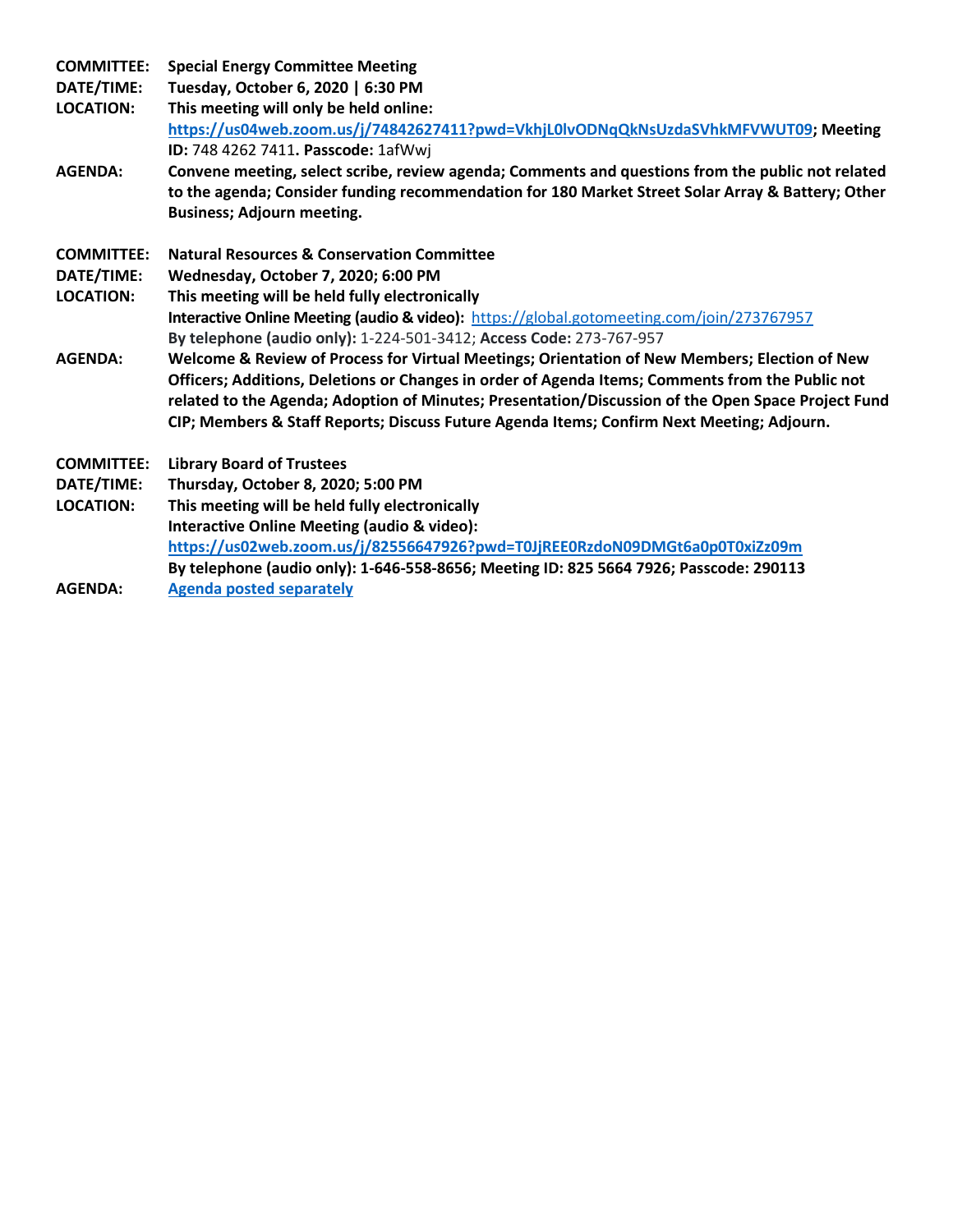**COMMITTEE:** **Special Energy Committee Meeting**
**DATE/TIME:** **Tuesday, October 6, 2020 | 6:30 PM**
**LOCATION:** **This meeting will only be held online:**
**https://us04web.zoom.us/j/74842627411?pwd=VkhjL0lvODNqQkNsUzdaSVhkMFVWUT09; Meeting ID:** 748 4262 7411**. Passcode:** 1afWwj
**AGENDA:** **Convene meeting, select scribe, review agenda; Comments and questions from the public not related to the agenda; Consider funding recommendation for 180 Market Street Solar Array & Battery; Other Business; Adjourn meeting.**

**COMMITTEE:** **Natural Resources & Conservation Committee**
**DATE/TIME:** **Wednesday, October 7, 2020; 6:00 PM**
**LOCATION:** **This meeting will be held fully electronically**
**Interactive Online Meeting (audio & video):** https://global.gotomeeting.com/join/273767957
**By telephone (audio only):** 1-224-501-3412; **Access Code:** 273-767-957
**AGENDA:** **Welcome & Review of Process for Virtual Meetings; Orientation of New Members; Election of New Officers; Additions, Deletions or Changes in order of Agenda Items; Comments from the Public not related to the Agenda; Adoption of Minutes; Presentation/Discussion of the Open Space Project Fund CIP; Members & Staff Reports; Discuss Future Agenda Items; Confirm Next Meeting; Adjourn.**

**COMMITTEE:** **Library Board of Trustees**
**DATE/TIME:** **Thursday, October 8, 2020; 5:00 PM**
**LOCATION:** **This meeting will be held fully electronically**
**Interactive Online Meeting (audio & video):**
**https://us02web.zoom.us/j/82556647926?pwd=T0JjREE0RzdoN09DMGt6a0p0T0xiZz09m**
**By telephone (audio only): 1-646-558-8656; Meeting ID: 825 5664 7926; Passcode: 290113**
**AGENDA:** **Agenda posted separately**